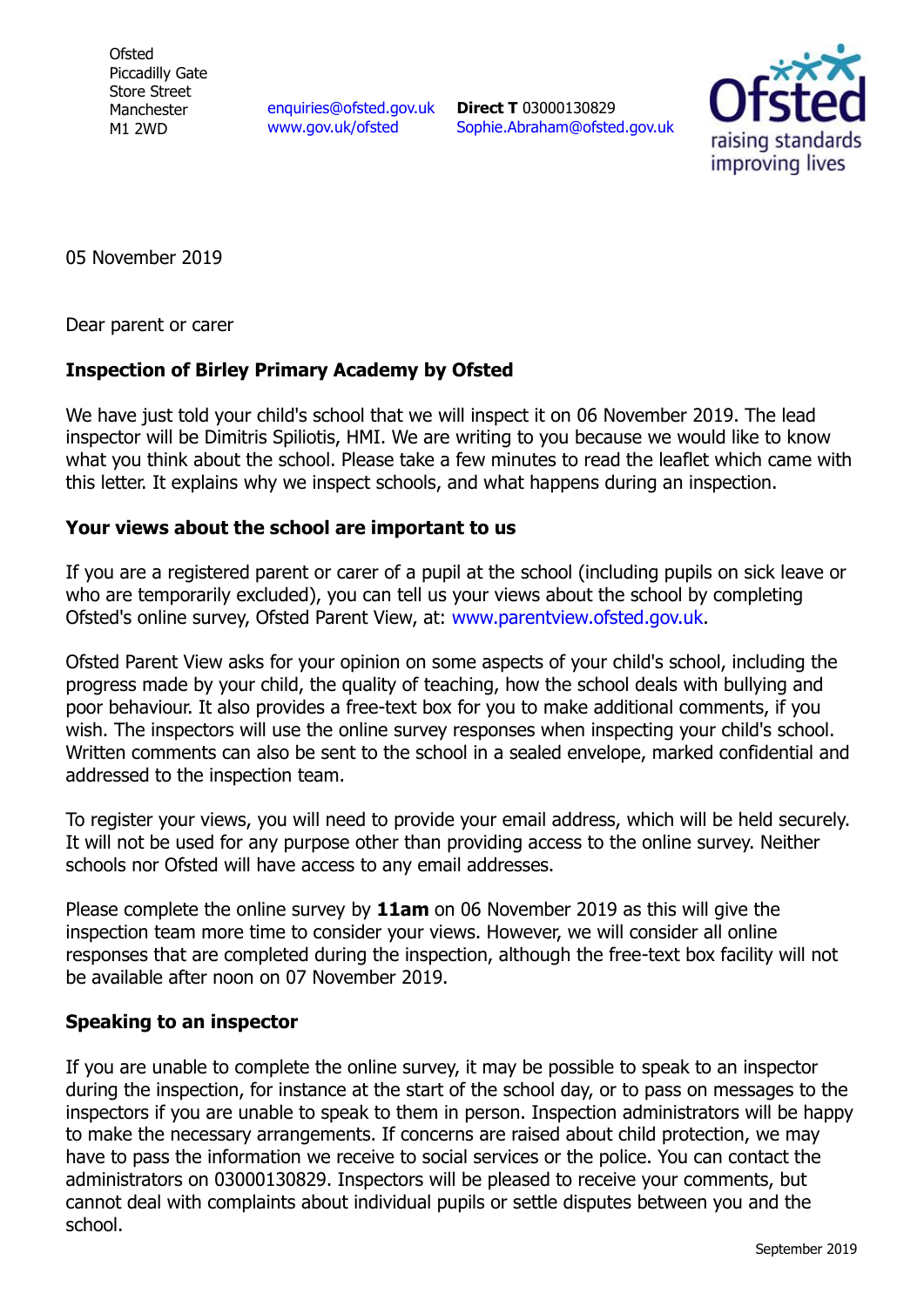Ofsted
Piccadilly Gate
Store Street
Manchester
M1 2WD

enquiries@ofsted.gov.uk
www.gov.uk/ofsted

**Direct T** 03000130829
Sophie.Abraham@ofsted.gov.uk

05 November 2019

Dear parent or carer

**Inspection of Birley Primary Academy by Ofsted**

We have just told your child's school that we will inspect it on 06 November 2019. The lead inspector will be Dimitris Spiliotis, HMI. We are writing to you because we would like to know what you think about the school. Please take a few minutes to read the leaflet which came with this letter. It explains why we inspect schools, and what happens during an inspection.

**Your views about the school are important to us**

If you are a registered parent or carer of a pupil at the school (including pupils on sick leave or who are temporarily excluded), you can tell us your views about the school by completing Ofsted's online survey, Ofsted Parent View, at: www.parentview.ofsted.gov.uk.

Ofsted Parent View asks for your opinion on some aspects of your child's school, including the progress made by your child, the quality of teaching, how the school deals with bullying and poor behaviour. It also provides a free-text box for you to make additional comments, if you wish. The inspectors will use the online survey responses when inspecting your child's school. Written comments can also be sent to the school in a sealed envelope, marked confidential and addressed to the inspection team.

To register your views, you will need to provide your email address, which will be held securely. It will not be used for any purpose other than providing access to the online survey. Neither schools nor Ofsted will have access to any email addresses.

Please complete the online survey by **11am** on 06 November 2019 as this will give the inspection team more time to consider your views. However, we will consider all online responses that are completed during the inspection, although the free-text box facility will not be available after noon on 07 November 2019.

**Speaking to an inspector**

If you are unable to complete the online survey, it may be possible to speak to an inspector during the inspection, for instance at the start of the school day, or to pass on messages to the inspectors if you are unable to speak to them in person. Inspection administrators will be happy to make the necessary arrangements. If concerns are raised about child protection, we may have to pass the information we receive to social services or the police. You can contact the administrators on 03000130829. Inspectors will be pleased to receive your comments, but cannot deal with complaints about individual pupils or settle disputes between you and the school.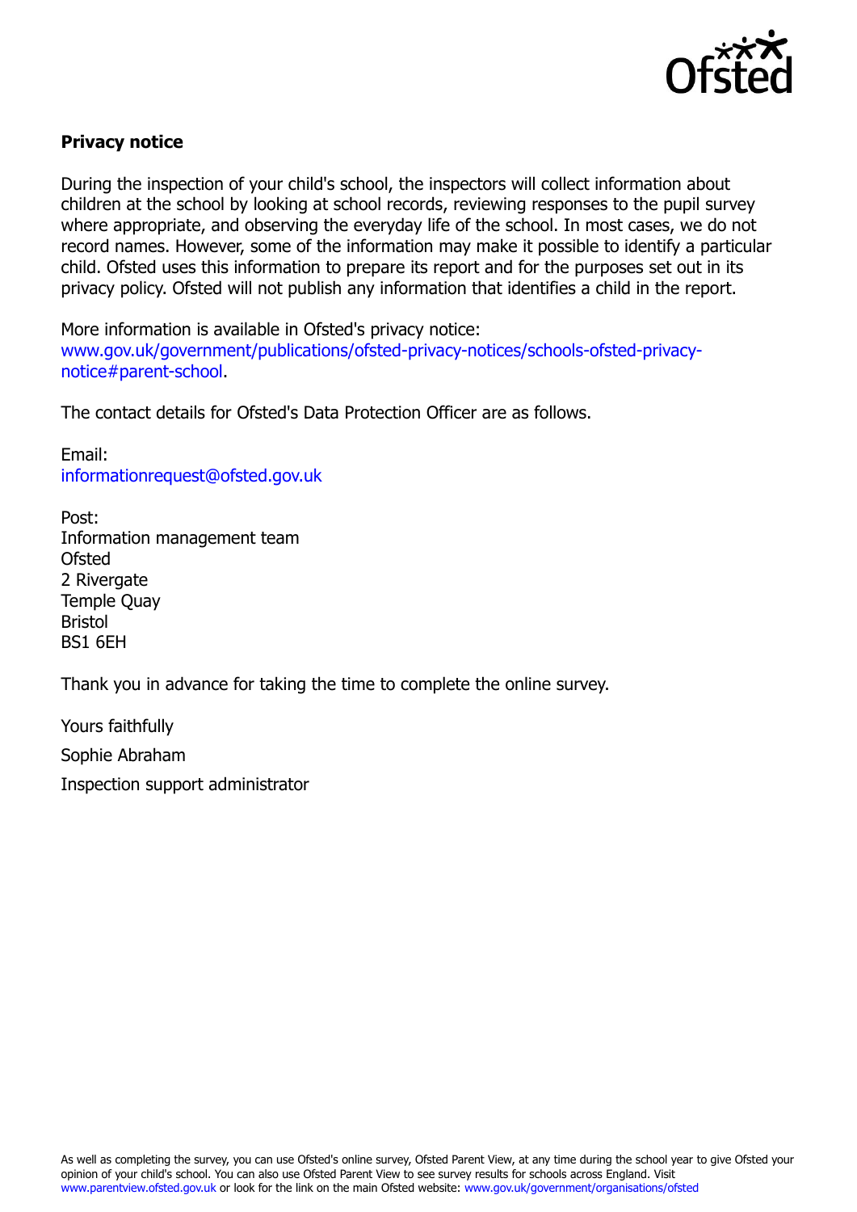**Privacy notice**

During the inspection of your child's school, the inspectors will collect information about children at the school by looking at school records, reviewing responses to the pupil survey where appropriate, and observing the everyday life of the school. In most cases, we do not record names. However, some of the information may make it possible to identify a particular child. Ofsted uses this information to prepare its report and for the purposes set out in its privacy policy. Ofsted will not publish any information that identifies a child in the report.

More information is available in Ofsted's privacy notice: www.gov.uk/government/publications/ofsted-privacy-notices/schools-ofsted-privacy-notice#parent-school.

The contact details for Ofsted's Data Protection Officer are as follows.

Email:
informationrequest@ofsted.gov.uk

Post:
Information management team
Ofsted
2 Rivergate
Temple Quay
Bristol
BS1 6EH

Thank you in advance for taking the time to complete the online survey.

Yours faithfully

Sophie Abraham

Inspection support administrator

As well as completing the survey, you can use Ofsted's online survey, Ofsted Parent View, at any time during the school year to give Ofsted your opinion of your child's school. You can also use Ofsted Parent View to see survey results for schools across England. Visit www.parentview.ofsted.gov.uk or look for the link on the main Ofsted website: www.gov.uk/government/organisations/ofsted